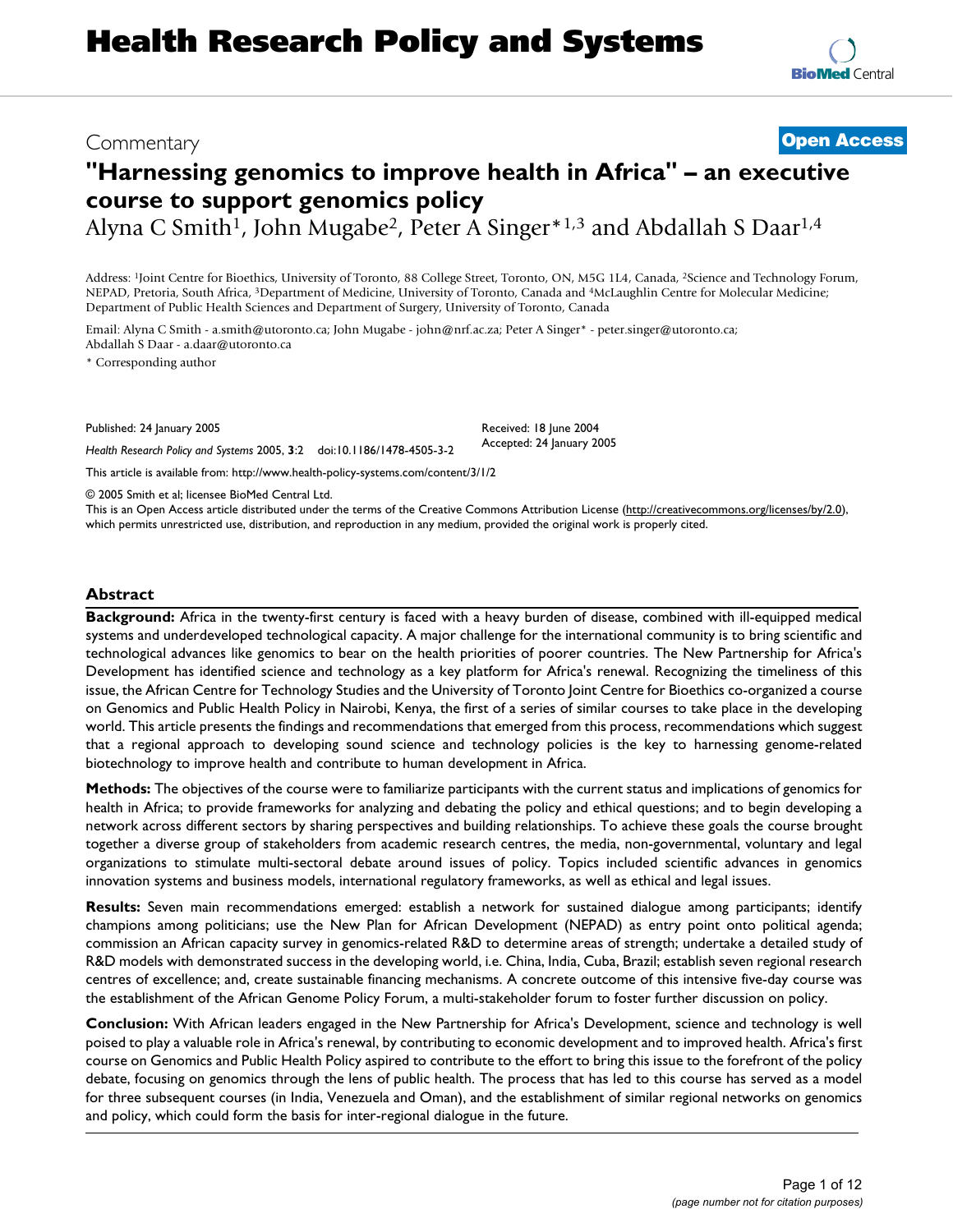# Health Research Policy and Systems

Commentary

**Open Access**

## "Harnessing genomics to improve health in Africa" – an executive course to support genomics policy

Alyna C Smith[1], John Mugabe[2], Peter A Singer*[1,3] and Abdallah S Daar[1,4]

Address: [1]Joint Centre for Bioethics, University of Toronto, 88 College Street, Toronto, ON, M5G 1L4, Canada, [2]Science and Technology Forum, NEPAD, Pretoria, South Africa, [3]Department of Medicine, University of Toronto, Canada and [4]McLaughlin Centre for Molecular Medicine; Department of Public Health Sciences and Department of Surgery, University of Toronto, Canada

Email: Alyna C Smith - a.smith@utoronto.ca; John Mugabe - john@nrf.ac.za; Peter A Singer* - peter.singer@utoronto.ca; Abdallah S Daar - a.daar@utoronto.ca

\* Corresponding author

Published: 24 January 2005

*Health Research Policy and Systems* 2005, **3**:2 doi:10.1186/1478-4505-3-2

Received: 18 June 2004
Accepted: 24 January 2005

This article is available from: http://www.health-policy-systems.com/content/3/1/2

© 2005 Smith et al; licensee BioMed Central Ltd.
This is an Open Access article distributed under the terms of the Creative Commons Attribution License (http://creativecommons.org/licenses/by/2.0), which permits unrestricted use, distribution, and reproduction in any medium, provided the original work is properly cited.

### Abstract

**Background:** Africa in the twenty-first century is faced with a heavy burden of disease, combined with ill-equipped medical systems and underdeveloped technological capacity. A major challenge for the international community is to bring scientific and technological advances like genomics to bear on the health priorities of poorer countries. The New Partnership for Africa's Development has identified science and technology as a key platform for Africa's renewal. Recognizing the timeliness of this issue, the African Centre for Technology Studies and the University of Toronto Joint Centre for Bioethics co-organized a course on Genomics and Public Health Policy in Nairobi, Kenya, the first of a series of similar courses to take place in the developing world. This article presents the findings and recommendations that emerged from this process, recommendations which suggest that a regional approach to developing sound science and technology policies is the key to harnessing genome-related biotechnology to improve health and contribute to human development in Africa.

**Methods:** The objectives of the course were to familiarize participants with the current status and implications of genomics for health in Africa; to provide frameworks for analyzing and debating the policy and ethical questions; and to begin developing a network across different sectors by sharing perspectives and building relationships. To achieve these goals the course brought together a diverse group of stakeholders from academic research centres, the media, non-governmental, voluntary and legal organizations to stimulate multi-sectoral debate around issues of policy. Topics included scientific advances in genomics innovation systems and business models, international regulatory frameworks, as well as ethical and legal issues.

**Results:** Seven main recommendations emerged: establish a network for sustained dialogue among participants; identify champions among politicians; use the New Plan for African Development (NEPAD) as entry point onto political agenda; commission an African capacity survey in genomics-related R&D to determine areas of strength; undertake a detailed study of R&D models with demonstrated success in the developing world, i.e. China, India, Cuba, Brazil; establish seven regional research centres of excellence; and, create sustainable financing mechanisms. A concrete outcome of this intensive five-day course was the establishment of the African Genome Policy Forum, a multi-stakeholder forum to foster further discussion on policy.

**Conclusion:** With African leaders engaged in the New Partnership for Africa's Development, science and technology is well poised to play a valuable role in Africa's renewal, by contributing to economic development and to improved health. Africa's first course on Genomics and Public Health Policy aspired to contribute to the effort to bring this issue to the forefront of the policy debate, focusing on genomics through the lens of public health. The process that has led to this course has served as a model for three subsequent courses (in India, Venezuela and Oman), and the establishment of similar regional networks on genomics and policy, which could form the basis for inter-regional dialogue in the future.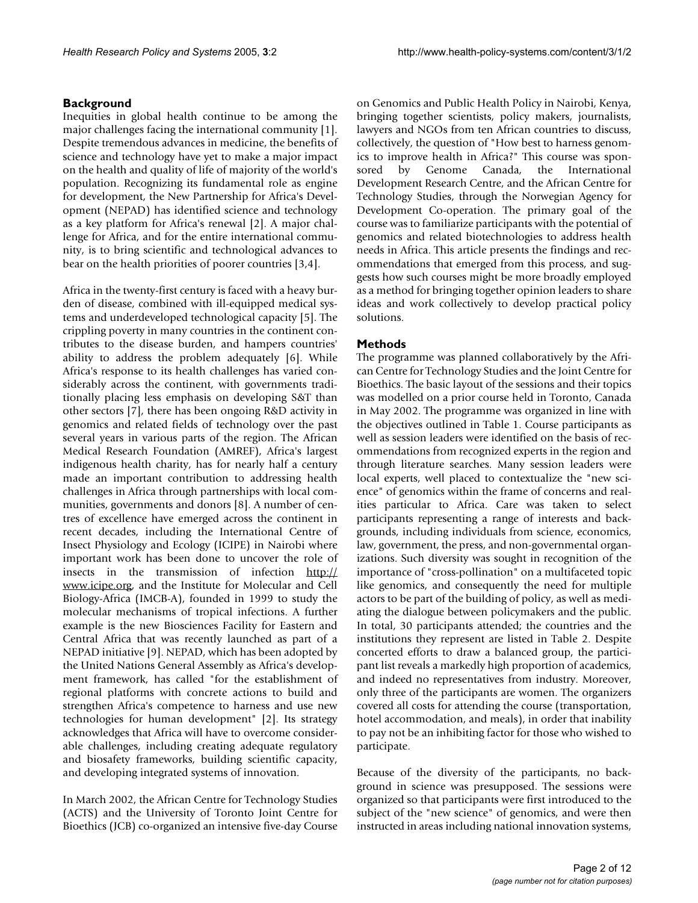## Background

Inequities in global health continue to be among the major challenges facing the international community [1]. Despite tremendous advances in medicine, the benefits of science and technology have yet to make a major impact on the health and quality of life of majority of the world's population. Recognizing its fundamental role as engine for development, the New Partnership for Africa's Development (NEPAD) has identified science and technology as a key platform for Africa's renewal [2]. A major challenge for Africa, and for the entire international community, is to bring scientific and technological advances to bear on the health priorities of poorer countries [3,4].

Africa in the twenty-first century is faced with a heavy burden of disease, combined with ill-equipped medical systems and underdeveloped technological capacity [5]. The crippling poverty in many countries in the continent contributes to the disease burden, and hampers countries' ability to address the problem adequately [6]. While Africa's response to its health challenges has varied considerably across the continent, with governments traditionally placing less emphasis on developing S&T than other sectors [7], there has been ongoing R&D activity in genomics and related fields of technology over the past several years in various parts of the region. The African Medical Research Foundation (AMREF), Africa's largest indigenous health charity, has for nearly half a century made an important contribution to addressing health challenges in Africa through partnerships with local communities, governments and donors [8]. A number of centres of excellence have emerged across the continent in recent decades, including the International Centre of Insect Physiology and Ecology (ICIPE) in Nairobi where important work has been done to uncover the role of insects in the transmission of infection http://www.icipe.org, and the Institute for Molecular and Cell Biology-Africa (IMCB-A), founded in 1999 to study the molecular mechanisms of tropical infections. A further example is the new Biosciences Facility for Eastern and Central Africa that was recently launched as part of a NEPAD initiative [9]. NEPAD, which has been adopted by the United Nations General Assembly as Africa's development framework, has called "for the establishment of regional platforms with concrete actions to build and strengthen Africa's competence to harness and use new technologies for human development" [2]. Its strategy acknowledges that Africa will have to overcome considerable challenges, including creating adequate regulatory and biosafety frameworks, building scientific capacity, and developing integrated systems of innovation.

In March 2002, the African Centre for Technology Studies (ACTS) and the University of Toronto Joint Centre for Bioethics (JCB) co-organized an intensive five-day Course on Genomics and Public Health Policy in Nairobi, Kenya, bringing together scientists, policy makers, journalists, lawyers and NGOs from ten African countries to discuss, collectively, the question of "How best to harness genomics to improve health in Africa?" This course was sponsored by Genome Canada, the International Development Research Centre, and the African Centre for Technology Studies, through the Norwegian Agency for Development Co-operation. The primary goal of the course was to familiarize participants with the potential of genomics and related biotechnologies to address health needs in Africa. This article presents the findings and recommendations that emerged from this process, and suggests how such courses might be more broadly employed as a method for bringing together opinion leaders to share ideas and work collectively to develop practical policy solutions.

## Methods

The programme was planned collaboratively by the African Centre for Technology Studies and the Joint Centre for Bioethics. The basic layout of the sessions and their topics was modelled on a prior course held in Toronto, Canada in May 2002. The programme was organized in line with the objectives outlined in Table 1. Course participants as well as session leaders were identified on the basis of recommendations from recognized experts in the region and through literature searches. Many session leaders were local experts, well placed to contextualize the "new science" of genomics within the frame of concerns and realities particular to Africa. Care was taken to select participants representing a range of interests and backgrounds, including individuals from science, economics, law, government, the press, and non-governmental organizations. Such diversity was sought in recognition of the importance of "cross-pollination" on a multifaceted topic like genomics, and consequently the need for multiple actors to be part of the building of policy, as well as mediating the dialogue between policymakers and the public. In total, 30 participants attended; the countries and the institutions they represent are listed in Table 2. Despite concerted efforts to draw a balanced group, the participant list reveals a markedly high proportion of academics, and indeed no representatives from industry. Moreover, only three of the participants are women. The organizers covered all costs for attending the course (transportation, hotel accommodation, and meals), in order that inability to pay not be an inhibiting factor for those who wished to participate.

Because of the diversity of the participants, no background in science was presupposed. The sessions were organized so that participants were first introduced to the subject of the "new science" of genomics, and were then instructed in areas including national innovation systems,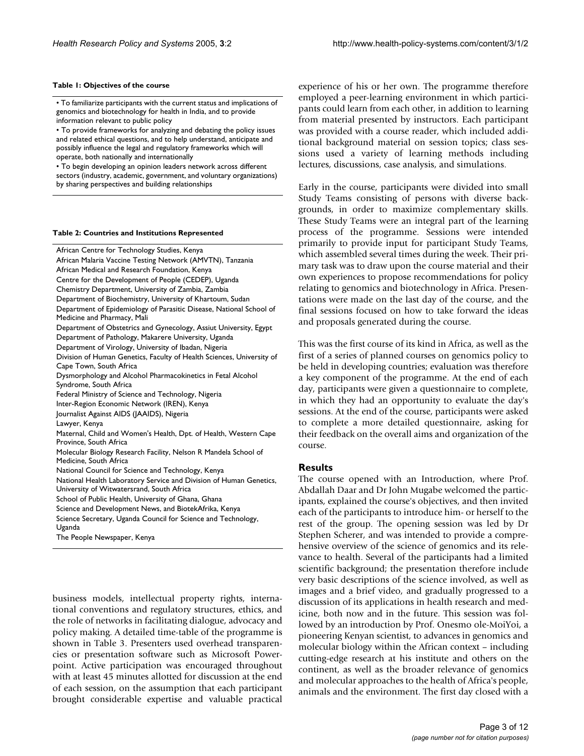**Table 1: Objectives of the course**

| |
|---|
| • To familiarize participants with the current status and implications of genomics and biotechnology for health in India, and to provide information relevant to public policy |
| • To provide frameworks for analyzing and debating the policy issues and related ethical questions, and to help understand, anticipate and possibly influence the legal and regulatory frameworks which will operate, both nationally and internationally |
| • To begin developing an opinion leaders network across different sectors (industry, academic, government, and voluntary organizations) by sharing perspectives and building relationships |

**Table 2: Countries and Institutions Represented**

| |
|---|
| African Centre for Technology Studies, Kenya |
| African Malaria Vaccine Testing Network (AMVTN), Tanzania |
| African Medical and Research Foundation, Kenya |
| Centre for the Development of People (CEDEP), Uganda |
| Chemistry Department, University of Zambia, Zambia |
| Department of Biochemistry, University of Khartoum, Sudan |
| Department of Epidemiology of Parasitic Disease, National School of Medicine and Pharmacy, Mali |
| Department of Obstetrics and Gynecology, Assiut University, Egypt |
| Department of Pathology, Makarere University, Uganda |
| Department of Virology, University of Ibadan, Nigeria |
| Division of Human Genetics, Faculty of Health Sciences, University of Cape Town, South Africa |
| Dysmorphology and Alcohol Pharmacokinetics in Fetal Alcohol Syndrome, South Africa |
| Federal Ministry of Science and Technology, Nigeria |
| Inter-Region Economic Network (IREN), Kenya |
| Journalist Against AIDS (JAAIDS), Nigeria |
| Lawyer, Kenya |
| Maternal, Child and Women's Health, Dpt. of Health, Western Cape Province, South Africa |
| Molecular Biology Research Facility, Nelson R Mandela School of Medicine, South Africa |
| National Council for Science and Technology, Kenya |
| National Health Laboratory Service and Division of Human Genetics, University of Witwatersrand, South Africa |
| School of Public Health, University of Ghana, Ghana |
| Science and Development News, and BiotekAfrika, Kenya |
| Science Secretary, Uganda Council for Science and Technology, Uganda |
| The People Newspaper, Kenya |

business models, intellectual property rights, international conventions and regulatory structures, ethics, and the role of networks in facilitating dialogue, advocacy and policy making. A detailed time-table of the programme is shown in Table 3. Presenters used overhead transparencies or presentation software such as Microsoft Powerpoint. Active participation was encouraged throughout with at least 45 minutes allotted for discussion at the end of each session, on the assumption that each participant brought considerable expertise and valuable practical experience of his or her own. The programme therefore employed a peer-learning environment in which participants could learn from each other, in addition to learning from material presented by instructors. Each participant was provided with a course reader, which included additional background material on session topics; class sessions used a variety of learning methods including lectures, discussions, case analysis, and simulations.

Early in the course, participants were divided into small Study Teams consisting of persons with diverse backgrounds, in order to maximize complementary skills. These Study Teams were an integral part of the learning process of the programme. Sessions were intended primarily to provide input for participant Study Teams, which assembled several times during the week. Their primary task was to draw upon the course material and their own experiences to propose recommendations for policy relating to genomics and biotechnology in Africa. Presentations were made on the last day of the course, and the final sessions focused on how to take forward the ideas and proposals generated during the course.

This was the first course of its kind in Africa, as well as the first of a series of planned courses on genomics policy to be held in developing countries; evaluation was therefore a key component of the programme. At the end of each day, participants were given a questionnaire to complete, in which they had an opportunity to evaluate the day's sessions. At the end of the course, participants were asked to complete a more detailed questionnaire, asking for their feedback on the overall aims and organization of the course.

## Results

The course opened with an Introduction, where Prof. Abdallah Daar and Dr John Mugabe welcomed the participants, explained the course's objectives, and then invited each of the participants to introduce him- or herself to the rest of the group. The opening session was led by Dr Stephen Scherer, and was intended to provide a comprehensive overview of the science of genomics and its relevance to health. Several of the participants had a limited scientific background; the presentation therefore include very basic descriptions of the science involved, as well as images and a brief video, and gradually progressed to a discussion of its applications in health research and medicine, both now and in the future. This session was followed by an introduction by Prof. Onesmo ole-MoiYoi, a pioneering Kenyan scientist, to advances in genomics and molecular biology within the African context – including cutting-edge research at his institute and others on the continent, as well as the broader relevance of genomics and molecular approaches to the health of Africa's people, animals and the environment. The first day closed with a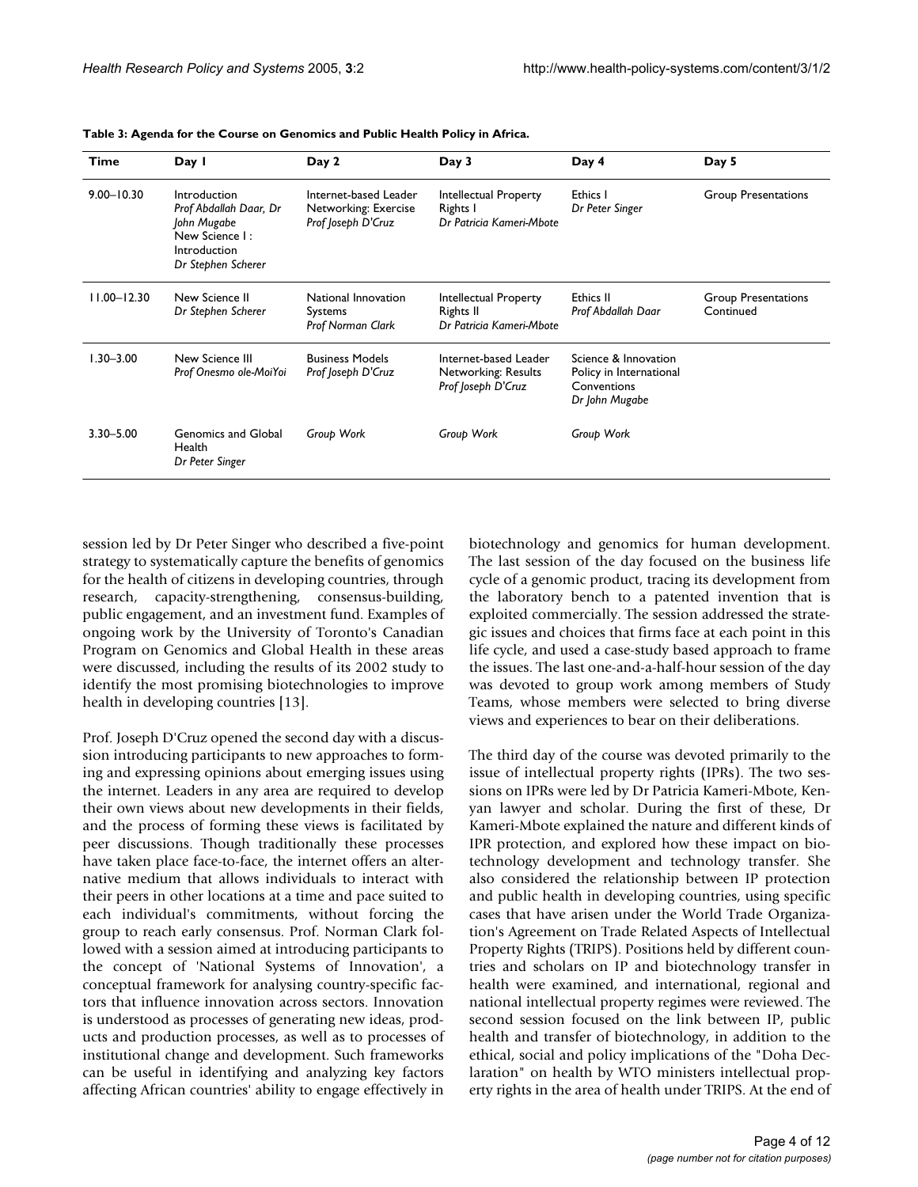**Table 3: Agenda for the Course on Genomics and Public Health Policy in Africa.**

| Time | Day 1 | Day 2 | Day 3 | Day 4 | Day 5 |
|---|---|---|---|---|---|
| 9.00–10.30 | Introduction *Prof Abdallah Daar, Dr John Mugabe* New Science I : Introduction *Dr Stephen Scherer* | Internet-based Leader Networking: Exercise *Prof Joseph D'Cruz* | Intellectual Property Rights I *Dr Patricia Kameri-Mbote* | Ethics I *Dr Peter Singer* | Group Presentations |
| 11.00–12.30 | New Science II *Dr Stephen Scherer* | National Innovation Systems *Prof Norman Clark* | Intellectual Property Rights II *Dr Patricia Kameri-Mbote* | Ethics II *Prof Abdallah Daar* | Group Presentations Continued |
| 1.30–3.00 | New Science III *Prof Onesmo ole-MoiYoi* | Business Models *Prof Joseph D'Cruz* | Internet-based Leader Networking: Results *Prof Joseph D'Cruz* | Science & Innovation Policy in International Conventions *Dr John Mugabe* | |
| 3.30–5.00 | Genomics and Global Health *Dr Peter Singer* | *Group Work* | *Group Work* | *Group Work* | |

session led by Dr Peter Singer who described a five-point strategy to systematically capture the benefits of genomics for the health of citizens in developing countries, through research, capacity-strengthening, consensus-building, public engagement, and an investment fund. Examples of ongoing work by the University of Toronto's Canadian Program on Genomics and Global Health in these areas were discussed, including the results of its 2002 study to identify the most promising biotechnologies to improve health in developing countries [13].

Prof. Joseph D'Cruz opened the second day with a discussion introducing participants to new approaches to forming and expressing opinions about emerging issues using the internet. Leaders in any area are required to develop their own views about new developments in their fields, and the process of forming these views is facilitated by peer discussions. Though traditionally these processes have taken place face-to-face, the internet offers an alternative medium that allows individuals to interact with their peers in other locations at a time and pace suited to each individual's commitments, without forcing the group to reach early consensus. Prof. Norman Clark followed with a session aimed at introducing participants to the concept of 'National Systems of Innovation', a conceptual framework for analysing country-specific factors that influence innovation across sectors. Innovation is understood as processes of generating new ideas, products and production processes, as well as to processes of institutional change and development. Such frameworks can be useful in identifying and analyzing key factors affecting African countries' ability to engage effectively in biotechnology and genomics for human development. The last session of the day focused on the business life cycle of a genomic product, tracing its development from the laboratory bench to a patented invention that is exploited commercially. The session addressed the strategic issues and choices that firms face at each point in this life cycle, and used a case-study based approach to frame the issues. The last one-and-a-half-hour session of the day was devoted to group work among members of Study Teams, whose members were selected to bring diverse views and experiences to bear on their deliberations.

The third day of the course was devoted primarily to the issue of intellectual property rights (IPRs). The two sessions on IPRs were led by Dr Patricia Kameri-Mbote, Kenyan lawyer and scholar. During the first of these, Dr Kameri-Mbote explained the nature and different kinds of IPR protection, and explored how these impact on biotechnology development and technology transfer. She also considered the relationship between IP protection and public health in developing countries, using specific cases that have arisen under the World Trade Organization's Agreement on Trade Related Aspects of Intellectual Property Rights (TRIPS). Positions held by different countries and scholars on IP and biotechnology transfer in health were examined, and international, regional and national intellectual property regimes were reviewed. The second session focused on the link between IP, public health and transfer of biotechnology, in addition to the ethical, social and policy implications of the "Doha Declaration" on health by WTO ministers intellectual property rights in the area of health under TRIPS. At the end of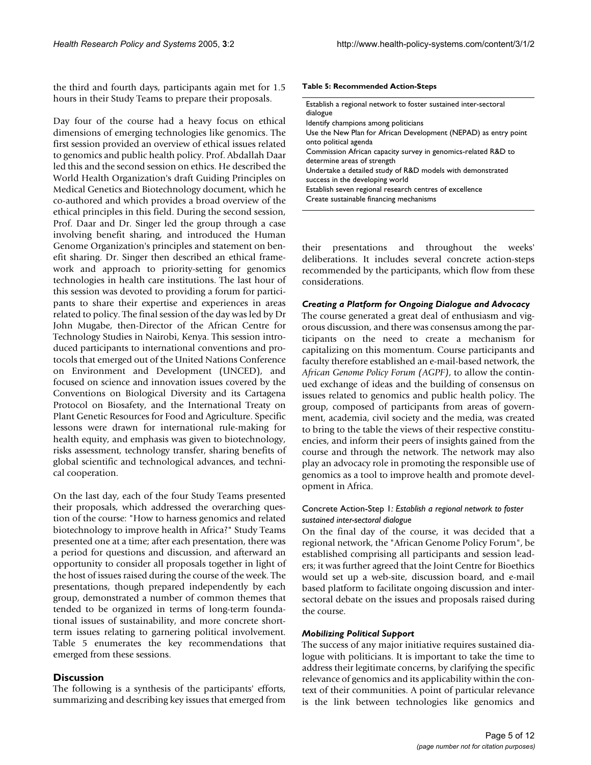the third and fourth days, participants again met for 1.5 hours in their Study Teams to prepare their proposals.

Day four of the course had a heavy focus on ethical dimensions of emerging technologies like genomics. The first session provided an overview of ethical issues related to genomics and public health policy. Prof. Abdallah Daar led this and the second session on ethics. He described the World Health Organization's draft Guiding Principles on Medical Genetics and Biotechnology document, which he co-authored and which provides a broad overview of the ethical principles in this field. During the second session, Prof. Daar and Dr. Singer led the group through a case involving benefit sharing, and introduced the Human Genome Organization's principles and statement on benefit sharing. Dr. Singer then described an ethical framework and approach to priority-setting for genomics technologies in health care institutions. The last hour of this session was devoted to providing a forum for participants to share their expertise and experiences in areas related to policy. The final session of the day was led by Dr John Mugabe, then-Director of the African Centre for Technology Studies in Nairobi, Kenya. This session introduced participants to international conventions and protocols that emerged out of the United Nations Conference on Environment and Development (UNCED), and focused on science and innovation issues covered by the Conventions on Biological Diversity and its Cartagena Protocol on Biosafety, and the International Treaty on Plant Genetic Resources for Food and Agriculture. Specific lessons were drawn for international rule-making for health equity, and emphasis was given to biotechnology, risks assessment, technology transfer, sharing benefits of global scientific and technological advances, and technical cooperation.

On the last day, each of the four Study Teams presented their proposals, which addressed the overarching question of the course: "How to harness genomics and related biotechnology to improve health in Africa?" Study Teams presented one at a time; after each presentation, there was a period for questions and discussion, and afterward an opportunity to consider all proposals together in light of the host of issues raised during the course of the week. The presentations, though prepared independently by each group, demonstrated a number of common themes that tended to be organized in terms of long-term foundational issues of sustainability, and more concrete short-term issues relating to garnering political involvement. Table 5 enumerates the key recommendations that emerged from these sessions.

**Table 5: Recommended Action-Steps**

| |
|---|
| Establish a regional network to foster sustained inter-sectoral dialogue |
| Identify champions among politicians |
| Use the New Plan for African Development (NEPAD) as entry point onto political agenda |
| Commission African capacity survey in genomics-related R&D to determine areas of strength |
| Undertake a detailed study of R&D models with demonstrated success in the developing world |
| Establish seven regional research centres of excellence |
| Create sustainable financing mechanisms |

## Discussion

The following is a synthesis of the participants' efforts, summarizing and describing key issues that emerged from their presentations and throughout the weeks' deliberations. It includes several concrete action-steps recommended by the participants, which flow from these considerations.

### *Creating a Platform for Ongoing Dialogue and Advocacy*

The course generated a great deal of enthusiasm and vigorous discussion, and there was consensus among the participants on the need to create a mechanism for capitalizing on this momentum. Course participants and faculty therefore established an e-mail-based network, the *African Genome Policy Forum (AGPF)*, to allow the continued exchange of ideas and the building of consensus on issues related to genomics and public health policy. The group, composed of participants from areas of government, academia, civil society and the media, was created to bring to the table the views of their respective constituencies, and inform their peers of insights gained from the course and through the network. The network may also play an advocacy role in promoting the responsible use of genomics as a tool to improve health and promote development in Africa.

#### Concrete Action-Step 1*: Establish a regional network to foster sustained inter-sectoral dialogue*

On the final day of the course, it was decided that a regional network, the "African Genome Policy Forum", be established comprising all participants and session leaders; it was further agreed that the Joint Centre for Bioethics would set up a web-site, discussion board, and e-mail based platform to facilitate ongoing discussion and inter-sectoral debate on the issues and proposals raised during the course.

### *Mobilizing Political Support*

The success of any major initiative requires sustained dialogue with politicians. It is important to take the time to address their legitimate concerns, by clarifying the specific relevance of genomics and its applicability within the context of their communities. A point of particular relevance is the link between technologies like genomics and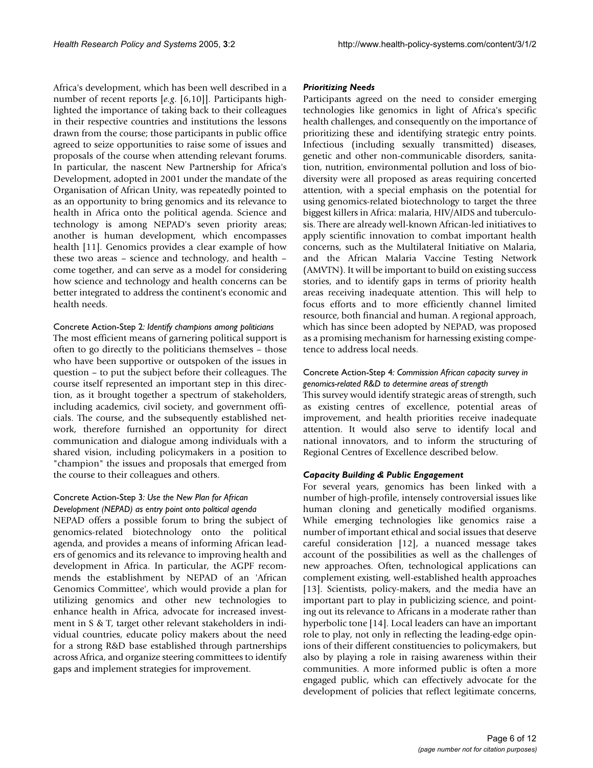Africa's development, which has been well described in a number of recent reports [*e.g.* [6,10]]. Participants highlighted the importance of taking back to their colleagues in their respective countries and institutions the lessons drawn from the course; those participants in public office agreed to seize opportunities to raise some of issues and proposals of the course when attending relevant forums. In particular, the nascent New Partnership for Africa's Development, adopted in 2001 under the mandate of the Organisation of African Unity, was repeatedly pointed to as an opportunity to bring genomics and its relevance to health in Africa onto the political agenda. Science and technology is among NEPAD's seven priority areas; another is human development, which encompasses health [11]. Genomics provides a clear example of how these two areas – science and technology, and health – come together, and can serve as a model for considering how science and technology and health concerns can be better integrated to address the continent's economic and health needs.

#### Concrete Action-Step 2*: Identify champions among politicians*

The most efficient means of garnering political support is often to go directly to the politicians themselves – those who have been supportive or outspoken of the issues in question – to put the subject before their colleagues. The course itself represented an important step in this direction, as it brought together a spectrum of stakeholders, including academics, civil society, and government officials. The course, and the subsequently established network, therefore furnished an opportunity for direct communication and dialogue among individuals with a shared vision, including policymakers in a position to "champion" the issues and proposals that emerged from the course to their colleagues and others.

#### Concrete Action-Step 3*: Use the New Plan for African Development (NEPAD) as entry point onto political agenda*

NEPAD offers a possible forum to bring the subject of genomics-related biotechnology onto the political agenda, and provides a means of informing African leaders of genomics and its relevance to improving health and development in Africa. In particular, the AGPF recommends the establishment by NEPAD of an 'African Genomics Committee', which would provide a plan for utilizing genomics and other new technologies to enhance health in Africa, advocate for increased investment in S & T, target other relevant stakeholders in individual countries, educate policy makers about the need for a strong R&D base established through partnerships across Africa, and organize steering committees to identify gaps and implement strategies for improvement.

### *Prioritizing Needs*

Participants agreed on the need to consider emerging technologies like genomics in light of Africa's specific health challenges, and consequently on the importance of prioritizing these and identifying strategic entry points. Infectious (including sexually transmitted) diseases, genetic and other non-communicable disorders, sanitation, nutrition, environmental pollution and loss of biodiversity were all proposed as areas requiring concerted attention, with a special emphasis on the potential for using genomics-related biotechnology to target the three biggest killers in Africa: malaria, HIV/AIDS and tuberculosis. There are already well-known African-led initiatives to apply scientific innovation to combat important health concerns, such as the Multilateral Initiative on Malaria, and the African Malaria Vaccine Testing Network (AMVTN). It will be important to build on existing success stories, and to identify gaps in terms of priority health areas receiving inadequate attention. This will help to focus efforts and to more efficiently channel limited resource, both financial and human. A regional approach, which has since been adopted by NEPAD, was proposed as a promising mechanism for harnessing existing competence to address local needs.

#### Concrete Action-Step 4*: Commission African capacity survey in genomics-related R&D to determine areas of strength*

This survey would identify strategic areas of strength, such as existing centres of excellence, potential areas of improvement, and health priorities receive inadequate attention. It would also serve to identify local and national innovators, and to inform the structuring of Regional Centres of Excellence described below.

### *Capacity Building & Public Engagement*

For several years, genomics has been linked with a number of high-profile, intensely controversial issues like human cloning and genetically modified organisms. While emerging technologies like genomics raise a number of important ethical and social issues that deserve careful consideration [12], a nuanced message takes account of the possibilities as well as the challenges of new approaches. Often, technological applications can complement existing, well-established health approaches [13]. Scientists, policy-makers, and the media have an important part to play in publicizing science, and pointing out its relevance to Africans in a moderate rather than hyperbolic tone [14]. Local leaders can have an important role to play, not only in reflecting the leading-edge opinions of their different constituencies to policymakers, but also by playing a role in raising awareness within their communities. A more informed public is often a more engaged public, which can effectively advocate for the development of policies that reflect legitimate concerns,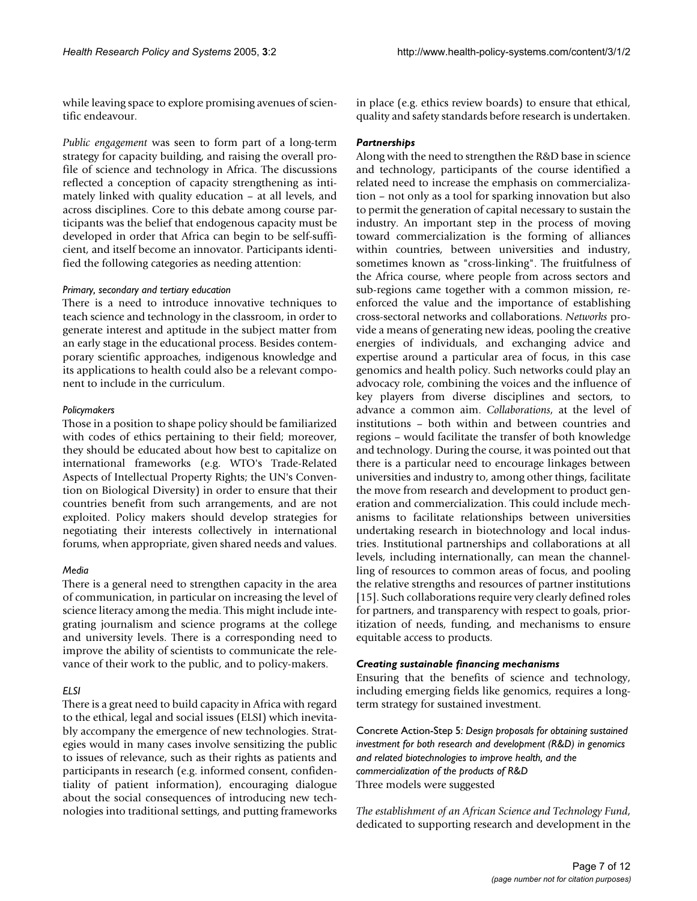while leaving space to explore promising avenues of scientific endeavour.

*Public engagement* was seen to form part of a long-term strategy for capacity building, and raising the overall profile of science and technology in Africa. The discussions reflected a conception of capacity strengthening as intimately linked with quality education – at all levels, and across disciplines. Core to this debate among course participants was the belief that endogenous capacity must be developed in order that Africa can begin to be self-sufficient, and itself become an innovator. Participants identified the following categories as needing attention:

*Primary, secondary and tertiary education*

There is a need to introduce innovative techniques to teach science and technology in the classroom, in order to generate interest and aptitude in the subject matter from an early stage in the educational process. Besides contemporary scientific approaches, indigenous knowledge and its applications to health could also be a relevant component to include in the curriculum.

*Policymakers*

Those in a position to shape policy should be familiarized with codes of ethics pertaining to their field; moreover, they should be educated about how best to capitalize on international frameworks (e.g. WTO's Trade-Related Aspects of Intellectual Property Rights; the UN's Convention on Biological Diversity) in order to ensure that their countries benefit from such arrangements, and are not exploited. Policy makers should develop strategies for negotiating their interests collectively in international forums, when appropriate, given shared needs and values.

*Media*

There is a general need to strengthen capacity in the area of communication, in particular on increasing the level of science literacy among the media. This might include integrating journalism and science programs at the college and university levels. There is a corresponding need to improve the ability of scientists to communicate the relevance of their work to the public, and to policy-makers.

*ELSI*

There is a great need to build capacity in Africa with regard to the ethical, legal and social issues (ELSI) which inevitably accompany the emergence of new technologies. Strategies would in many cases involve sensitizing the public to issues of relevance, such as their rights as patients and participants in research (e.g. informed consent, confidentiality of patient information), encouraging dialogue about the social consequences of introducing new technologies into traditional settings, and putting frameworks in place (e.g. ethics review boards) to ensure that ethical, quality and safety standards before research is undertaken.

### *Partnerships*

Along with the need to strengthen the R&D base in science and technology, participants of the course identified a related need to increase the emphasis on commercialization – not only as a tool for sparking innovation but also to permit the generation of capital necessary to sustain the industry. An important step in the process of moving toward commercialization is the forming of alliances within countries, between universities and industry, sometimes known as "cross-linking". The fruitfulness of the Africa course, where people from across sectors and sub-regions came together with a common mission, re-enforced the value and the importance of establishing cross-sectoral networks and collaborations. *Networks* provide a means of generating new ideas, pooling the creative energies of individuals, and exchanging advice and expertise around a particular area of focus, in this case genomics and health policy. Such networks could play an advocacy role, combining the voices and the influence of key players from diverse disciplines and sectors, to advance a common aim. *Collaborations*, at the level of institutions – both within and between countries and regions – would facilitate the transfer of both knowledge and technology. During the course, it was pointed out that there is a particular need to encourage linkages between universities and industry to, among other things, facilitate the move from research and development to product generation and commercialization. This could include mechanisms to facilitate relationships between universities undertaking research in biotechnology and local industries. Institutional partnerships and collaborations at all levels, including internationally, can mean the channelling of resources to common areas of focus, and pooling the relative strengths and resources of partner institutions [15]. Such collaborations require very clearly defined roles for partners, and transparency with respect to goals, prioritization of needs, funding, and mechanisms to ensure equitable access to products.

### *Creating sustainable financing mechanisms*

Ensuring that the benefits of science and technology, including emerging fields like genomics, requires a long-term strategy for sustained investment.

Concrete Action-Step 5*: Design proposals for obtaining sustained investment for both research and development (R&D) in genomics and related biotechnologies to improve health, and the commercialization of the products of R&D*

Three models were suggested

*The establishment of an African Science and Technology Fund*, dedicated to supporting research and development in the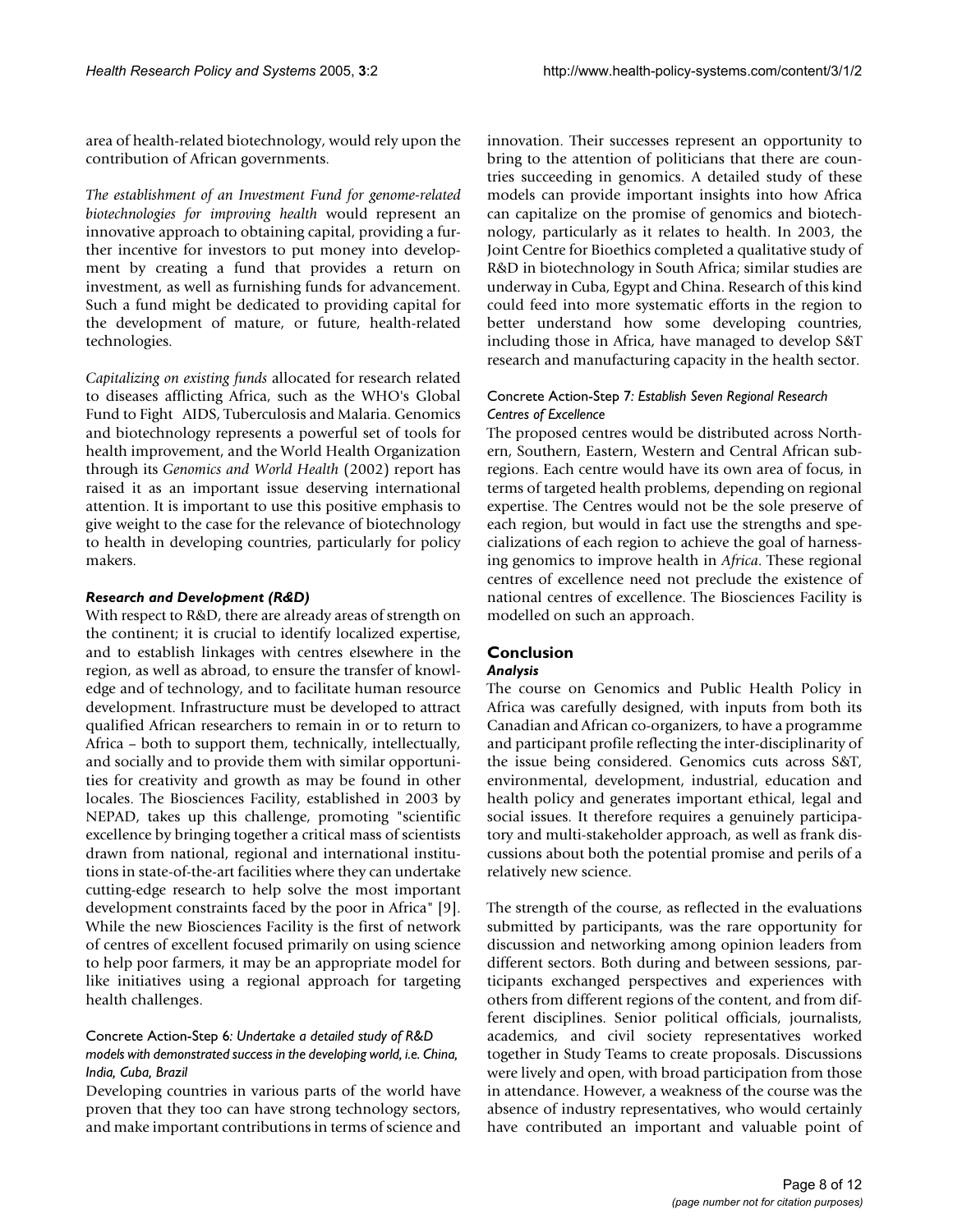area of health-related biotechnology, would rely upon the contribution of African governments.

*The establishment of an Investment Fund for genome-related biotechnologies for improving health* would represent an innovative approach to obtaining capital, providing a further incentive for investors to put money into development by creating a fund that provides a return on investment, as well as furnishing funds for advancement. Such a fund might be dedicated to providing capital for the development of mature, or future, health-related technologies.

*Capitalizing on existing funds* allocated for research related to diseases afflicting Africa, such as the WHO's Global Fund to Fight AIDS, Tuberculosis and Malaria. Genomics and biotechnology represents a powerful set of tools for health improvement, and the World Health Organization through its *Genomics and World Health* (2002) report has raised it as an important issue deserving international attention. It is important to use this positive emphasis to give weight to the case for the relevance of biotechnology to health in developing countries, particularly for policy makers.

#### *Research and Development (R&D)*

With respect to R&D, there are already areas of strength on the continent; it is crucial to identify localized expertise, and to establish linkages with centres elsewhere in the region, as well as abroad, to ensure the transfer of knowledge and of technology, and to facilitate human resource development. Infrastructure must be developed to attract qualified African researchers to remain in or to return to Africa – both to support them, technically, intellectually, and socially and to provide them with similar opportunities for creativity and growth as may be found in other locales. The Biosciences Facility, established in 2003 by NEPAD, takes up this challenge, promoting "scientific excellence by bringing together a critical mass of scientists drawn from national, regional and international institutions in state-of-the-art facilities where they can undertake cutting-edge research to help solve the most important development constraints faced by the poor in Africa" [9]. While the new Biosciences Facility is the first of network of centres of excellent focused primarily on using science to help poor farmers, it may be an appropriate model for like initiatives using a regional approach for targeting health challenges.

#### Concrete Action-Step 6*: Undertake a detailed study of R&D models with demonstrated success in the developing world, i.e. China, India, Cuba, Brazil*

Developing countries in various parts of the world have proven that they too can have strong technology sectors, and make important contributions in terms of science and innovation. Their successes represent an opportunity to bring to the attention of politicians that there are countries succeeding in genomics. A detailed study of these models can provide important insights into how Africa can capitalize on the promise of genomics and biotechnology, particularly as it relates to health. In 2003, the Joint Centre for Bioethics completed a qualitative study of R&D in biotechnology in South Africa; similar studies are underway in Cuba, Egypt and China. Research of this kind could feed into more systematic efforts in the region to better understand how some developing countries, including those in Africa, have managed to develop S&T research and manufacturing capacity in the health sector.

#### Concrete Action-Step 7*: Establish Seven Regional Research Centres of Excellence*

The proposed centres would be distributed across Northern, Southern, Eastern, Western and Central African subregions. Each centre would have its own area of focus, in terms of targeted health problems, depending on regional expertise. The Centres would not be the sole preserve of each region, but would in fact use the strengths and specializations of each region to achieve the goal of harnessing genomics to improve health in *Africa*. These regional centres of excellence need not preclude the existence of national centres of excellence. The Biosciences Facility is modelled on such an approach.

## Conclusion

#### *Analysis*

The course on Genomics and Public Health Policy in Africa was carefully designed, with inputs from both its Canadian and African co-organizers, to have a programme and participant profile reflecting the inter-disciplinarity of the issue being considered. Genomics cuts across S&T, environmental, development, industrial, education and health policy and generates important ethical, legal and social issues. It therefore requires a genuinely participatory and multi-stakeholder approach, as well as frank discussions about both the potential promise and perils of a relatively new science.

The strength of the course, as reflected in the evaluations submitted by participants, was the rare opportunity for discussion and networking among opinion leaders from different sectors. Both during and between sessions, participants exchanged perspectives and experiences with others from different regions of the content, and from different disciplines. Senior political officials, journalists, academics, and civil society representatives worked together in Study Teams to create proposals. Discussions were lively and open, with broad participation from those in attendance. However, a weakness of the course was the absence of industry representatives, who would certainly have contributed an important and valuable point of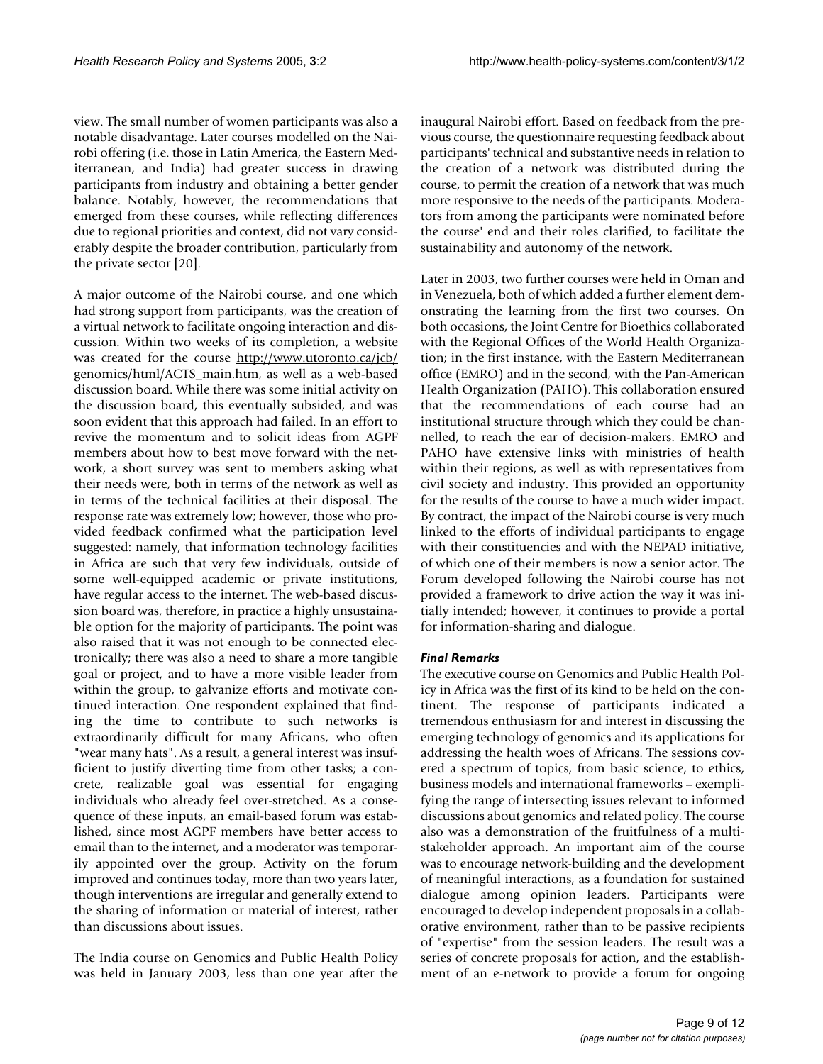view. The small number of women participants was also a notable disadvantage. Later courses modelled on the Nairobi offering (i.e. those in Latin America, the Eastern Mediterranean, and India) had greater success in drawing participants from industry and obtaining a better gender balance. Notably, however, the recommendations that emerged from these courses, while reflecting differences due to regional priorities and context, did not vary considerably despite the broader contribution, particularly from the private sector [20].

A major outcome of the Nairobi course, and one which had strong support from participants, was the creation of a virtual network to facilitate ongoing interaction and discussion. Within two weeks of its completion, a website was created for the course http://www.utoronto.ca/jcb/genomics/html/ACTS_main.htm, as well as a web-based discussion board. While there was some initial activity on the discussion board, this eventually subsided, and was soon evident that this approach had failed. In an effort to revive the momentum and to solicit ideas from AGPF members about how to best move forward with the network, a short survey was sent to members asking what their needs were, both in terms of the network as well as in terms of the technical facilities at their disposal. The response rate was extremely low; however, those who provided feedback confirmed what the participation level suggested: namely, that information technology facilities in Africa are such that very few individuals, outside of some well-equipped academic or private institutions, have regular access to the internet. The web-based discussion board was, therefore, in practice a highly unsustainable option for the majority of participants. The point was also raised that it was not enough to be connected electronically; there was also a need to share a more tangible goal or project, and to have a more visible leader from within the group, to galvanize efforts and motivate continued interaction. One respondent explained that finding the time to contribute to such networks is extraordinarily difficult for many Africans, who often "wear many hats". As a result, a general interest was insufficient to justify diverting time from other tasks; a concrete, realizable goal was essential for engaging individuals who already feel over-stretched. As a consequence of these inputs, an email-based forum was established, since most AGPF members have better access to email than to the internet, and a moderator was temporarily appointed over the group. Activity on the forum improved and continues today, more than two years later, though interventions are irregular and generally extend to the sharing of information or material of interest, rather than discussions about issues.

The India course on Genomics and Public Health Policy was held in January 2003, less than one year after the inaugural Nairobi effort. Based on feedback from the previous course, the questionnaire requesting feedback about participants' technical and substantive needs in relation to the creation of a network was distributed during the course, to permit the creation of a network that was much more responsive to the needs of the participants. Moderators from among the participants were nominated before the course' end and their roles clarified, to facilitate the sustainability and autonomy of the network.

Later in 2003, two further courses were held in Oman and in Venezuela, both of which added a further element demonstrating the learning from the first two courses. On both occasions, the Joint Centre for Bioethics collaborated with the Regional Offices of the World Health Organization; in the first instance, with the Eastern Mediterranean office (EMRO) and in the second, with the Pan-American Health Organization (PAHO). This collaboration ensured that the recommendations of each course had an institutional structure through which they could be channelled, to reach the ear of decision-makers. EMRO and PAHO have extensive links with ministries of health within their regions, as well as with representatives from civil society and industry. This provided an opportunity for the results of the course to have a much wider impact. By contract, the impact of the Nairobi course is very much linked to the efforts of individual participants to engage with their constituencies and with the NEPAD initiative, of which one of their members is now a senior actor. The Forum developed following the Nairobi course has not provided a framework to drive action the way it was initially intended; however, it continues to provide a portal for information-sharing and dialogue.

### *Final Remarks*

The executive course on Genomics and Public Health Policy in Africa was the first of its kind to be held on the continent. The response of participants indicated a tremendous enthusiasm for and interest in discussing the emerging technology of genomics and its applications for addressing the health woes of Africans. The sessions covered a spectrum of topics, from basic science, to ethics, business models and international frameworks – exemplifying the range of intersecting issues relevant to informed discussions about genomics and related policy. The course also was a demonstration of the fruitfulness of a multi-stakeholder approach. An important aim of the course was to encourage network-building and the development of meaningful interactions, as a foundation for sustained dialogue among opinion leaders. Participants were encouraged to develop independent proposals in a collaborative environment, rather than to be passive recipients of "expertise" from the session leaders. The result was a series of concrete proposals for action, and the establishment of an e-network to provide a forum for ongoing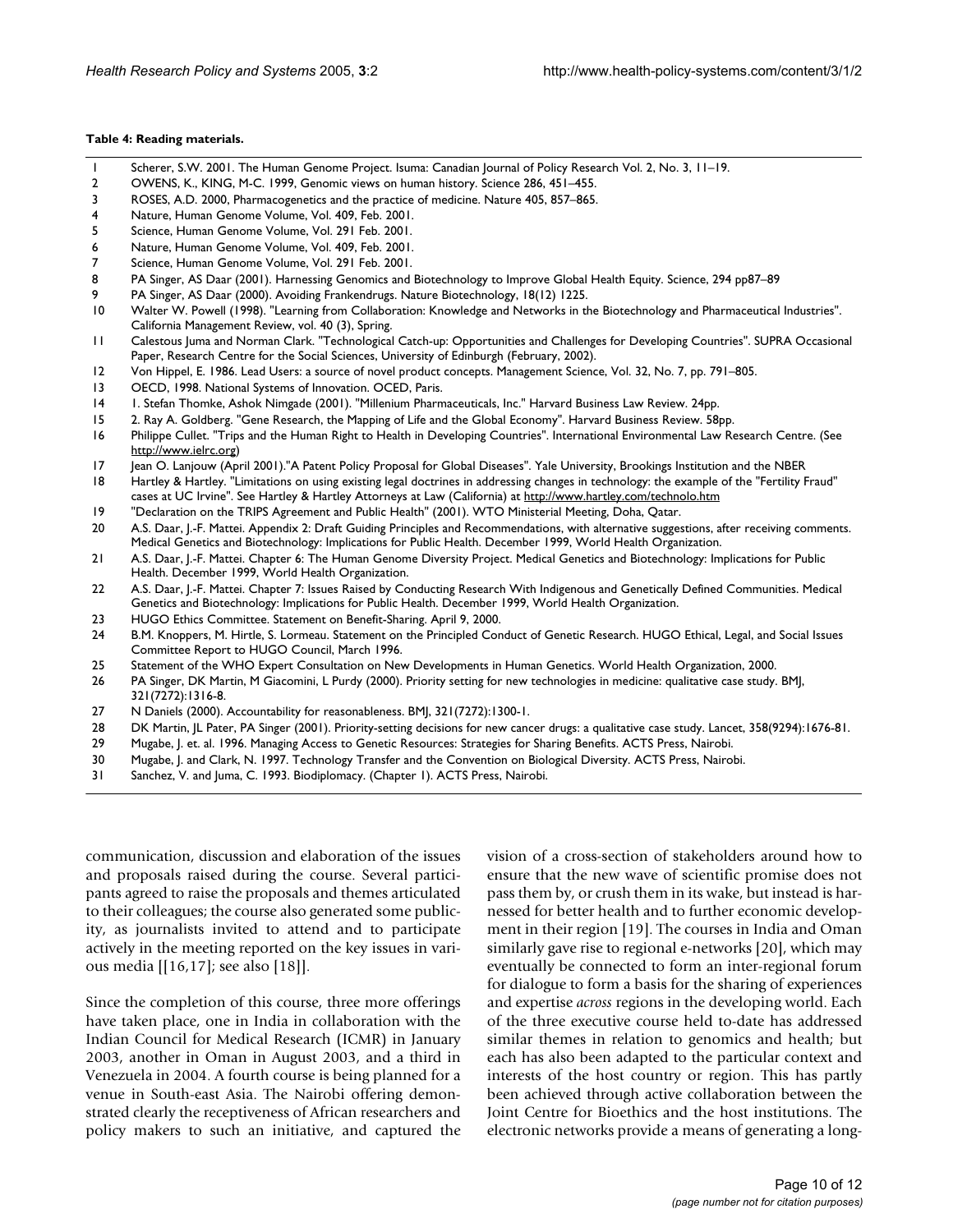**Table 4: Reading materials.**

| | |
|---|---|
| 1 | Scherer, S.W. 2001. The Human Genome Project. Isuma: Canadian Journal of Policy Research Vol. 2, No. 3, 11–19. |
| 2 | OWENS, K., KING, M-C. 1999, Genomic views on human history. Science 286, 451–455. |
| 3 | ROSES, A.D. 2000, Pharmacogenetics and the practice of medicine. Nature 405, 857–865. |
| 4 | Nature, Human Genome Volume, Vol. 409, Feb. 2001. |
| 5 | Science, Human Genome Volume, Vol. 291 Feb. 2001. |
| 6 | Nature, Human Genome Volume, Vol. 409, Feb. 2001. |
| 7 | Science, Human Genome Volume, Vol. 291 Feb. 2001. |
| 8 | PA Singer, AS Daar (2001). Harnessing Genomics and Biotechnology to Improve Global Health Equity. Science, 294 pp87–89 |
| 9 | PA Singer, AS Daar (2000). Avoiding Frankendrugs. Nature Biotechnology, 18(12) 1225. |
| 10 | Walter W. Powell (1998). "Learning from Collaboration: Knowledge and Networks in the Biotechnology and Pharmaceutical Industries". California Management Review, vol. 40 (3), Spring. |
| 11 | Calestous Juma and Norman Clark. "Technological Catch-up: Opportunities and Challenges for Developing Countries". SUPRA Occasional Paper, Research Centre for the Social Sciences, University of Edinburgh (February, 2002). |
| 12 | Von Hippel, E. 1986. Lead Users: a source of novel product concepts. Management Science, Vol. 32, No. 7, pp. 791–805. |
| 13 | OECD, 1998. National Systems of Innovation. OCED, Paris. |
| 14 | 1. Stefan Thomke, Ashok Nimgade (2001). "Millenium Pharmaceuticals, Inc." Harvard Business Law Review. 24pp. |
| 15 | 2. Ray A. Goldberg. "Gene Research, the Mapping of Life and the Global Economy". Harvard Business Review. 58pp. |
| 16 | Philippe Cullet. "Trips and the Human Right to Health in Developing Countries". International Environmental Law Research Centre. (See http://www.ielrc.org) |
| 17 | Jean O. Lanjouw (April 2001)."A Patent Policy Proposal for Global Diseases". Yale University, Brookings Institution and the NBER |
| 18 | Hartley & Hartley. "Limitations on using existing legal doctrines in addressing changes in technology: the example of the "Fertility Fraud" cases at UC Irvine". See Hartley & Hartley Attorneys at Law (California) at http://www.hartley.com/technolo.htm |
| 19 | "Declaration on the TRIPS Agreement and Public Health" (2001). WTO Ministerial Meeting, Doha, Qatar. |
| 20 | A.S. Daar, J.-F. Mattei. Appendix 2: Draft Guiding Principles and Recommendations, with alternative suggestions, after receiving comments. Medical Genetics and Biotechnology: Implications for Public Health. December 1999, World Health Organization. |
| 21 | A.S. Daar, J.-F. Mattei. Chapter 6: The Human Genome Diversity Project. Medical Genetics and Biotechnology: Implications for Public Health. December 1999, World Health Organization. |
| 22 | A.S. Daar, J.-F. Mattei. Chapter 7: Issues Raised by Conducting Research With Indigenous and Genetically Defined Communities. Medical Genetics and Biotechnology: Implications for Public Health. December 1999, World Health Organization. |
| 23 | HUGO Ethics Committee. Statement on Benefit-Sharing. April 9, 2000. |
| 24 | B.M. Knoppers, M. Hirtle, S. Lormeau. Statement on the Principled Conduct of Genetic Research. HUGO Ethical, Legal, and Social Issues Committee Report to HUGO Council, March 1996. |
| 25 | Statement of the WHO Expert Consultation on New Developments in Human Genetics. World Health Organization, 2000. |
| 26 | PA Singer, DK Martin, M Giacomini, L Purdy (2000). Priority setting for new technologies in medicine: qualitative case study. BMJ, 321(7272):1316-8. |
| 27 | N Daniels (2000). Accountability for reasonableness. BMJ, 321(7272):1300-1. |
| 28 | DK Martin, JL Pater, PA Singer (2001). Priority-setting decisions for new cancer drugs: a qualitative case study. Lancet, 358(9294):1676-81. |
| 29 | Mugabe, J. et. al. 1996. Managing Access to Genetic Resources: Strategies for Sharing Benefits. ACTS Press, Nairobi. |
| 30 | Mugabe, J. and Clark, N. 1997. Technology Transfer and the Convention on Biological Diversity. ACTS Press, Nairobi. |
| 31 | Sanchez, V. and Juma, C. 1993. Biodiplomacy. (Chapter 1). ACTS Press, Nairobi. |

communication, discussion and elaboration of the issues and proposals raised during the course. Several participants agreed to raise the proposals and themes articulated to their colleagues; the course also generated some publicity, as journalists invited to attend and to participate actively in the meeting reported on the key issues in various media [[16,17]; see also [18]].

Since the completion of this course, three more offerings have taken place, one in India in collaboration with the Indian Council for Medical Research (ICMR) in January 2003, another in Oman in August 2003, and a third in Venezuela in 2004. A fourth course is being planned for a venue in South-east Asia. The Nairobi offering demonstrated clearly the receptiveness of African researchers and policy makers to such an initiative, and captured the vision of a cross-section of stakeholders around how to ensure that the new wave of scientific promise does not pass them by, or crush them in its wake, but instead is harnessed for better health and to further economic development in their region [19]. The courses in India and Oman similarly gave rise to regional e-networks [20], which may eventually be connected to form an inter-regional forum for dialogue to form a basis for the sharing of experiences and expertise *across* regions in the developing world. Each of the three executive course held to-date has addressed similar themes in relation to genomics and health; but each has also been adapted to the particular context and interests of the host country or region. This has partly been achieved through active collaboration between the Joint Centre for Bioethics and the host institutions. The electronic networks provide a means of generating a long-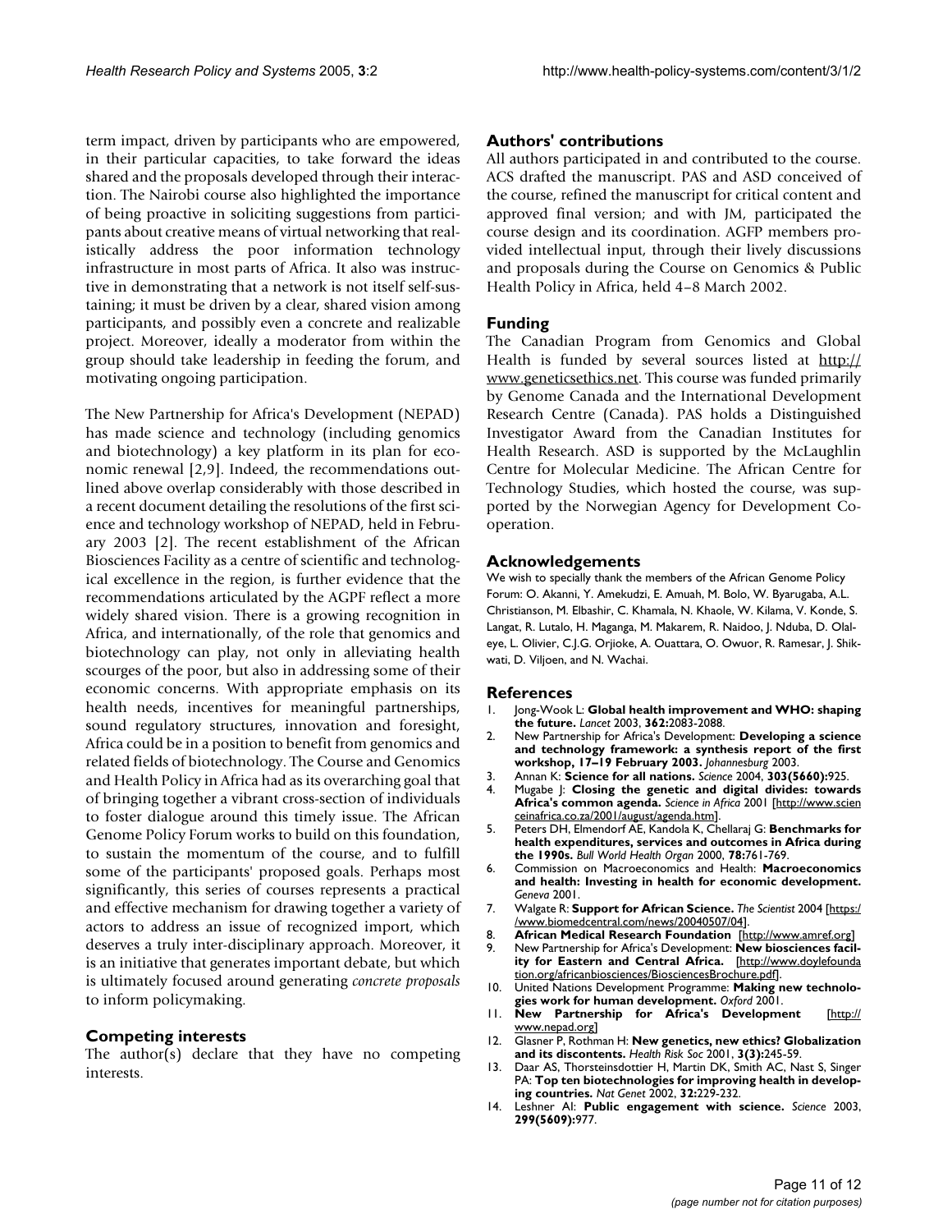term impact, driven by participants who are empowered, in their particular capacities, to take forward the ideas shared and the proposals developed through their interaction. The Nairobi course also highlighted the importance of being proactive in soliciting suggestions from participants about creative means of virtual networking that realistically address the poor information technology infrastructure in most parts of Africa. It also was instructive in demonstrating that a network is not itself self-sustaining; it must be driven by a clear, shared vision among participants, and possibly even a concrete and realizable project. Moreover, ideally a moderator from within the group should take leadership in feeding the forum, and motivating ongoing participation.

The New Partnership for Africa's Development (NEPAD) has made science and technology (including genomics and biotechnology) a key platform in its plan for economic renewal [2,9]. Indeed, the recommendations outlined above overlap considerably with those described in a recent document detailing the resolutions of the first science and technology workshop of NEPAD, held in February 2003 [2]. The recent establishment of the African Biosciences Facility as a centre of scientific and technological excellence in the region, is further evidence that the recommendations articulated by the AGPF reflect a more widely shared vision. There is a growing recognition in Africa, and internationally, of the role that genomics and biotechnology can play, not only in alleviating health scourges of the poor, but also in addressing some of their economic concerns. With appropriate emphasis on its health needs, incentives for meaningful partnerships, sound regulatory structures, innovation and foresight, Africa could be in a position to benefit from genomics and related fields of biotechnology. The Course and Genomics and Health Policy in Africa had as its overarching goal that of bringing together a vibrant cross-section of individuals to foster dialogue around this timely issue. The African Genome Policy Forum works to build on this foundation, to sustain the momentum of the course, and to fulfill some of the participants' proposed goals. Perhaps most significantly, this series of courses represents a practical and effective mechanism for drawing together a variety of actors to address an issue of recognized import, which deserves a truly inter-disciplinary approach. Moreover, it is an initiative that generates important debate, but which is ultimately focused around generating *concrete proposals* to inform policymaking.

## Competing interests

The author(s) declare that they have no competing interests.

## Authors' contributions

All authors participated in and contributed to the course. ACS drafted the manuscript. PAS and ASD conceived of the course, refined the manuscript for critical content and approved final version; and with JM, participated the course design and its coordination. AGFP members provided intellectual input, through their lively discussions and proposals during the Course on Genomics & Public Health Policy in Africa, held 4–8 March 2002.

## Funding

The Canadian Program from Genomics and Global Health is funded by several sources listed at http://www.geneticsethics.net. This course was funded primarily by Genome Canada and the International Development Research Centre (Canada). PAS holds a Distinguished Investigator Award from the Canadian Institutes for Health Research. ASD is supported by the McLaughlin Centre for Molecular Medicine. The African Centre for Technology Studies, which hosted the course, was supported by the Norwegian Agency for Development Cooperation.

## Acknowledgements

We wish to specially thank the members of the African Genome Policy Forum: O. Akanni, Y. Amekudzi, E. Amuah, M. Bolo, W. Byarugaba, A.L. Christianson, M. Elbashir, C. Khamala, N. Khaole, W. Kilama, V. Konde, S. Langat, R. Lutalo, H. Maganga, M. Makarem, R. Naidoo, J. Nduba, D. Olaleye, L. Olivier, C.J.G. Orjioke, A. Ouattara, O. Owuor, R. Ramesar, J. Shikwati, D. Viljoen, and N. Wachai.

## References

1. Jong-Wook L: **Global health improvement and WHO: shaping the future.** *Lancet* 2003, **362:**2083-2088.
2. New Partnership for Africa's Development: **Developing a science and technology framework: a synthesis report of the first workshop, 17–19 February 2003.** *Johannesburg* 2003.
3. Annan K: **Science for all nations.** *Science* 2004, **303(5660):**925.
4. Mugabe J: **Closing the genetic and digital divides: towards Africa's common agenda.** *Science in Africa* 2001 [http://www.scienceinafrica.co.za/2001/august/agenda.htm].
5. Peters DH, Elmendorf AE, Kandola K, Chellaraj G: **Benchmarks for health expenditures, services and outcomes in Africa during the 1990s.** *Bull World Health Organ* 2000, **78:**761-769.
6. Commission on Macroeconomics and Health: **Macroeconomics and health: Investing in health for economic development.** *Geneva* 2001.
7. Walgate R: **Support for African Science.** *The Scientist* 2004 [https://www.biomedcentral.com/news/20040507/04].
8. **African Medical Research Foundation** [http://www.amref.org]
9. New Partnership for Africa's Development: **New biosciences facility for Eastern and Central Africa.** [http://www.doylefoundation.org/africanbiosciences/BiosciencesBrochure.pdf].
10. United Nations Development Programme: **Making new technologies work for human development.** *Oxford* 2001.
11. **New Partnership for Africa's Development** [http://www.nepad.org]
12. Glasner P, Rothman H: **New genetics, new ethics? Globalization and its discontents.** *Health Risk Soc* 2001, **3(3):**245-59.
13. Daar AS, Thorsteinsdottier H, Martin DK, Smith AC, Nast S, Singer PA: **Top ten biotechnologies for improving health in developing countries.** *Nat Genet* 2002, **32:**229-232.
14. Leshner AI: **Public engagement with science.** *Science* 2003, **299(5609):**977.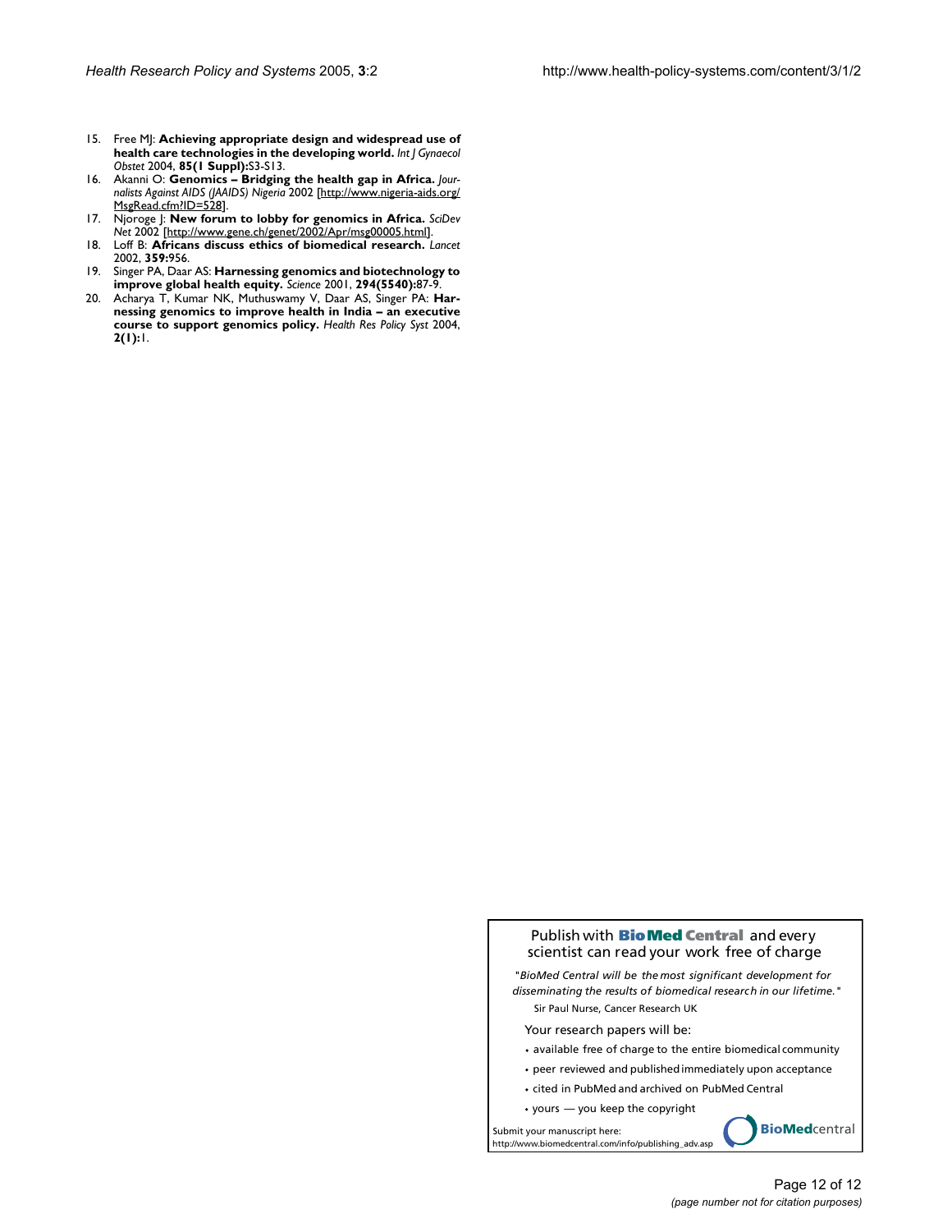15. Free MJ: **Achieving appropriate design and widespread use of health care technologies in the developing world.** *Int J Gynaecol Obstet* 2004, **85(1 Suppl):**S3-S13.
16. Akanni O: **Genomics – Bridging the health gap in Africa.** *Journalists Against AIDS (JAAIDS) Nigeria* 2002 [http://www.nigeria-aids.org/MsgRead.cfm?ID=528].
17. Njoroge J: **New forum to lobby for genomics in Africa.** *SciDev Net* 2002 [http://www.gene.ch/genet/2002/Apr/msg00005.html].
18. Loff B: **Africans discuss ethics of biomedical research.** *Lancet* 2002, **359:**956.
19. Singer PA, Daar AS: **Harnessing genomics and biotechnology to improve global health equity.** *Science* 2001, **294(5540):**87-9.
20. Acharya T, Kumar NK, Muthuswamy V, Daar AS, Singer PA: **Harnessing genomics to improve health in India – an executive course to support genomics policy.** *Health Res Policy Syst* 2004, **2(1):**1.

Publish with **BioMed Central** and every scientist can read your work free of charge

*"BioMed Central will be the most significant development for disseminating the results of biomedical research in our lifetime."*

Sir Paul Nurse, Cancer Research UK

Your research papers will be:

- available free of charge to the entire biomedical community
- peer reviewed and published immediately upon acceptance
- cited in PubMed and archived on PubMed Central
- yours — you keep the copyright

Submit your manuscript here:
http://www.biomedcentral.com/info/publishing_adv.asp

**BioMed**central